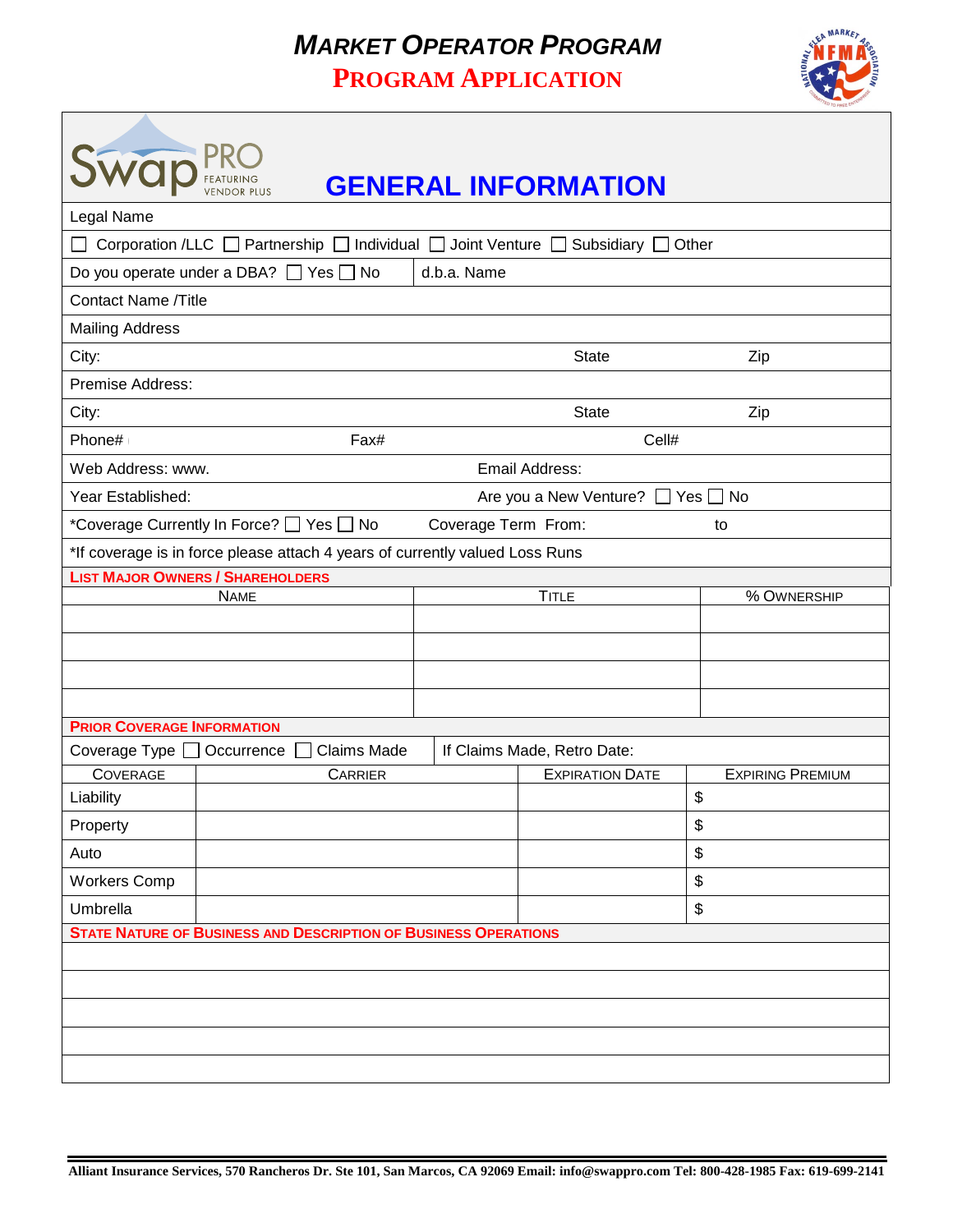# *MARKET OPERATOR PROGRAM*

## PROGRAM APPLICATION

SwapPRO FEATURING VENDOR PLUS

## GENERAL INFORMATION

Legal Name

☐ Corporation /LLC ☐ Partnership ☐ Individual ☐ Joint Venture ☐ Subsidiary ☐ Other

Do you operate under a DBA? ☐ Yes ☐ No | d.b.a. Name

Contact Name /Title

Mailing Address

City: State Zip

Premise Address:

City: State Zip

Phone# Fax# Cell#

Web Address: www. Email Address:

Year Established: Are you a New Venture? ☐ Yes ☐ No

*Coverage Currently In Force? ☐ Yes ☐ No Coverage Term From: to

*If coverage is in force please attach 4 years of currently valued Loss Runs

**LIST MAJOR OWNERS / SHAREHOLDERS**

| NAME | TITLE | % OWNERSHIP |
|---|---|---|
| | | |
| | | |
| | | |
| | | |

**PRIOR COVERAGE INFORMATION**

Coverage Type ☐ Occurrence ☐ Claims Made | If Claims Made, Retro Date:

| COVERAGE | CARRIER | EXPIRATION DATE | EXPIRING PREMIUM |
|---|---|---|---|
| Liability | | | $ |
| Property | | | $ |
| Auto | | | $ |
| Workers Comp | | | $ |
| Umbrella | | | $ |

**STATE NATURE OF BUSINESS AND DESCRIPTION OF BUSINESS OPERATIONS**

Alliant Insurance Services, 570 Rancheros Dr. Ste 101, San Marcos, CA 92069 Email: info@swappro.com Tel: 800-428-1985 Fax: 619-699-2141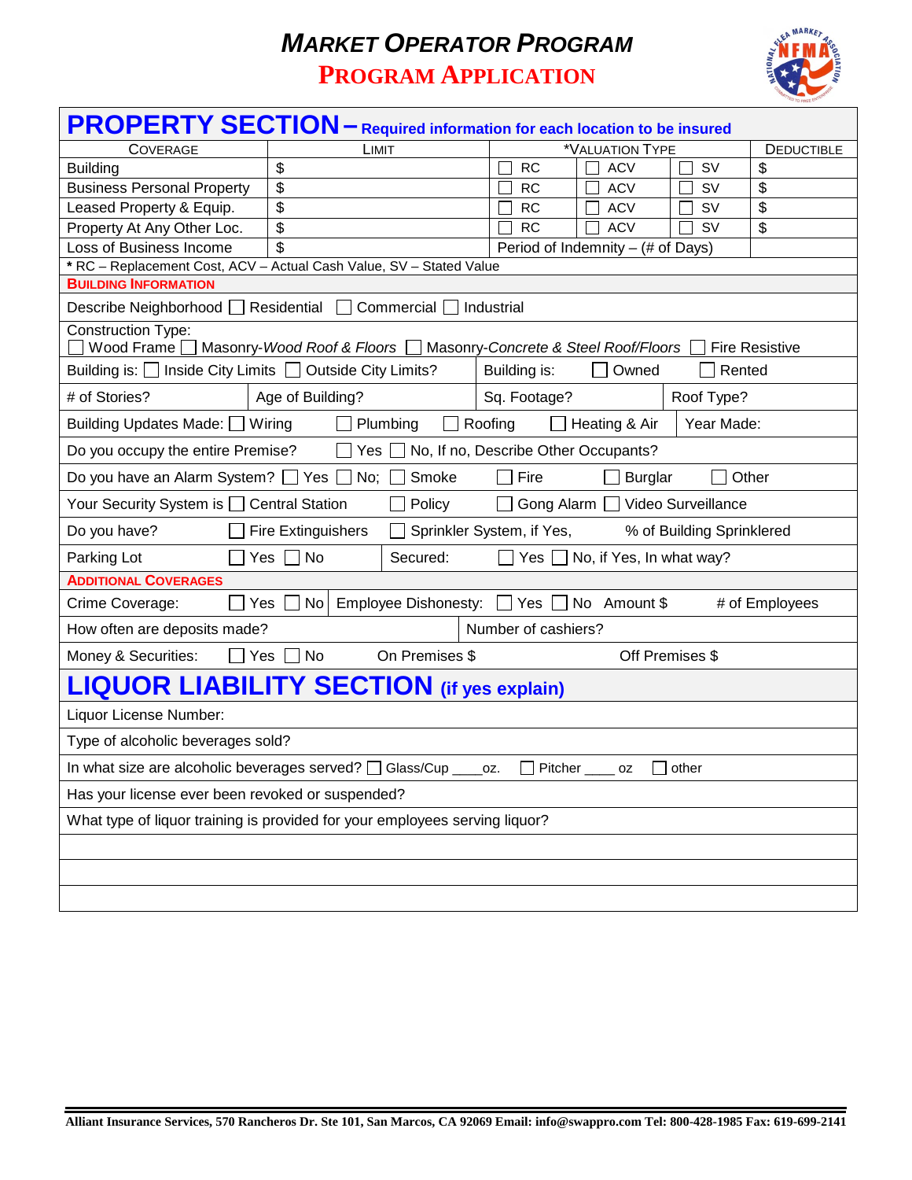# *MARKET OPERATOR PROGRAM*

## PROGRAM APPLICATION

## PROPERTY SECTION – Required information for each location to be insured

| COVERAGE | LIMIT | *VALUATION TYPE | | | DEDUCTIBLE |
|---|---|---|---|---|---|
| Building | $ | ☐ RC | ☐ ACV | ☐ SV | $ |
| Business Personal Property | $ | ☐ RC | ☐ ACV | ☐ SV | $ |
| Leased Property & Equip. | $ | ☐ RC | ☐ ACV | ☐ SV | $ |
| Property At Any Other Loc. | $ | ☐ RC | ☐ ACV | ☐ SV | $ |
| Loss of Business Income | $ | Period of Indemnity – (# of Days) | | | |

**\*** RC – Replacement Cost, ACV – Actual Cash Value, SV – Stated Value

### BUILDING INFORMATION

Describe Neighborhood ☐ Residential ☐ Commercial ☐ Industrial

Construction Type:
☐ Wood Frame ☐ Masonry-*Wood Roof & Floors* ☐ Masonry-*Concrete & Steel Roof/Floors* ☐ Fire Resistive

Building is: ☐ Inside City Limits ☐ Outside City Limits? | Building is: ☐ Owned ☐ Rented

\# of Stories? | Age of Building? | Sq. Footage? | Roof Type?

Building Updates Made: ☐ Wiring ☐ Plumbing ☐ Roofing ☐ Heating & Air | Year Made:

Do you occupy the entire Premise? ☐ Yes ☐ No, If no, Describe Other Occupants?

Do you have an Alarm System? ☐ Yes ☐ No; ☐ Smoke ☐ Fire ☐ Burglar ☐ Other

Your Security System is ☐ Central Station ☐ Policy ☐ Gong Alarm ☐ Video Surveillance

Do you have? ☐ Fire Extinguishers ☐ Sprinkler System, if Yes, % of Building Sprinklered

Parking Lot ☐ Yes ☐ No | Secured: ☐ Yes ☐ No, if Yes, In what way?

### ADDITIONAL COVERAGES

Crime Coverage: ☐ Yes ☐ No | Employee Dishonesty: ☐ Yes ☐ No Amount $ # of Employees

How often are deposits made? | Number of cashiers?

Money & Securities: ☐ Yes ☐ No On Premises $ Off Premises $

## LIQUOR LIABILITY SECTION (if yes explain)

Liquor License Number:

Type of alcoholic beverages sold?

In what size are alcoholic beverages served? ☐ Glass/Cup \_\_\_\_oz. ☐ Pitcher \_\_\_\_ oz ☐ other

Has your license ever been revoked or suspended?

What type of liquor training is provided for your employees serving liquor?

Alliant Insurance Services, 570 Rancheros Dr. Ste 101, San Marcos, CA 92069 Email: info@swappro.com Tel: 800-428-1985 Fax: 619-699-2141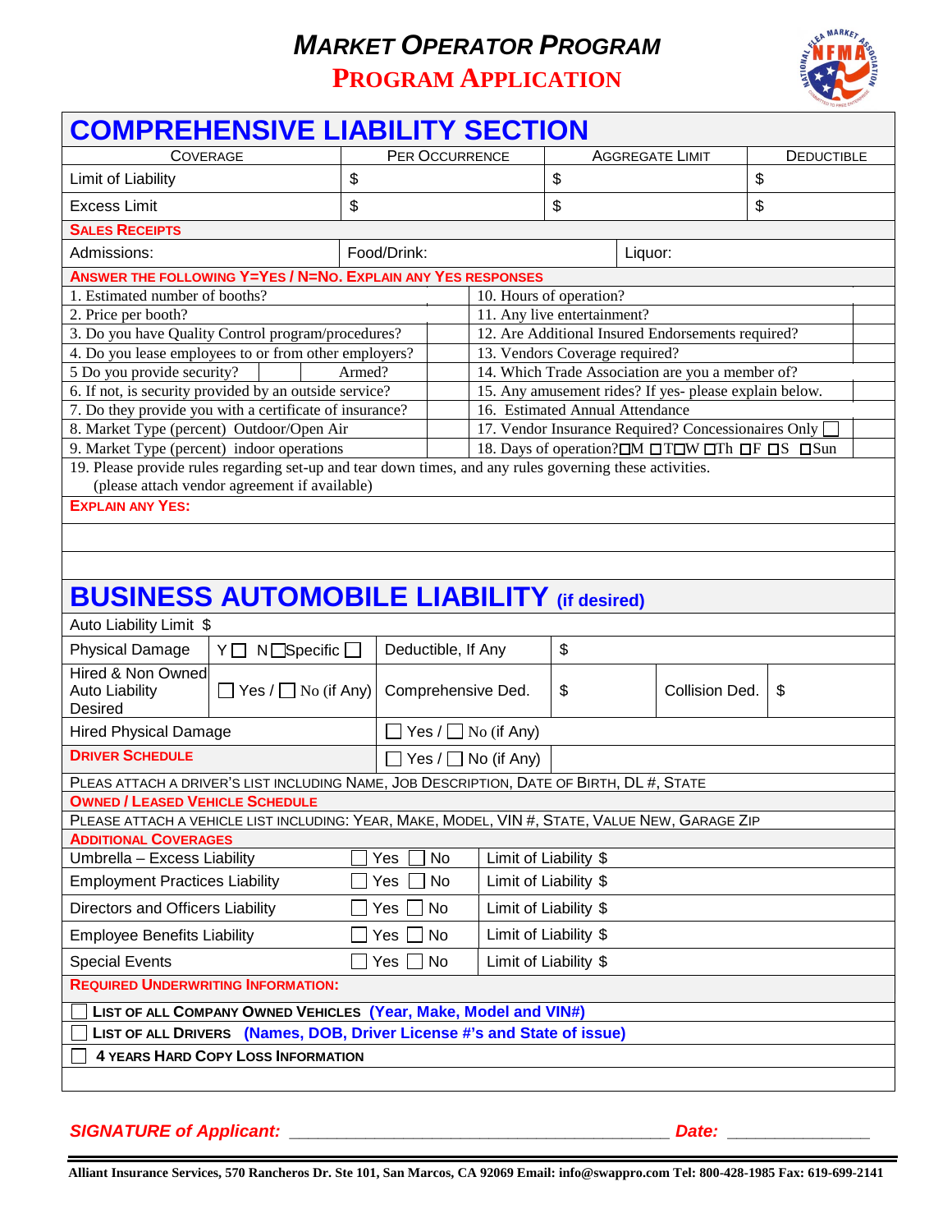# *MARKET OPERATOR PROGRAM*

## PROGRAM APPLICATION

## COMPREHENSIVE LIABILITY SECTION

| COVERAGE | PER OCCURRENCE | AGGREGATE LIMIT | DEDUCTIBLE |
|---|---|---|---|
| Limit of Liability | $ | $ | $ |
| Excess Limit | $ | $ | $ |

**SALES RECEIPTS**

| | | |
|---|---|---|
| Admissions: | Food/Drink: | Liquor: |

**ANSWER THE FOLLOWING Y=YES / N=NO. EXPLAIN ANY YES RESPONSES**

| | | | |
|---|---|---|---|
| 1. Estimated number of booths? | | 10. Hours of operation? | |
| 2. Price per booth? | | 11. Any live entertainment? | |
| 3. Do you have Quality Control program/procedures? | | 12. Are Additional Insured Endorsements required? | |
| 4. Do you lease employees to or from other employers? | | 13. Vendors Coverage required? | |
| 5 Do you provide security? Armed? | | 14. Which Trade Association are you a member of? | |
| 6. If not, is security provided by an outside service? | | 15. Any amusement rides? If yes- please explain below. | |
| 7. Do they provide you with a certificate of insurance? | | 16. Estimated Annual Attendance | |
| 8. Market Type (percent) Outdoor/Open Air | | 17. Vendor Insurance Required? Concessionaires Only ☐ | |
| 9. Market Type (percent) indoor operations | | 18. Days of operation? ☐M ☐T ☐W ☐Th ☐F ☐S ☐Sun | |

19. Please provide rules regarding set-up and tear down times, and any rules governing these activities. (please attach vendor agreement if available)

**EXPLAIN ANY YES:**

## BUSINESS AUTOMOBILE LIABILITY (if desired)

| | | | | | |
|---|---|---|---|---|---|
| Auto Liability Limit $ | | | | | |
| Physical Damage | Y ☐ N ☐ Specific ☐ | Deductible, If Any | $ | | |
| Hired & Non Owned Auto Liability Desired | ☐ Yes / ☐ No (if Any) | Comprehensive Ded. | $ | Collision Ded. | $ |
| Hired Physical Damage | | ☐ Yes / ☐ No (if Any) | | | |
| **DRIVER SCHEDULE** | | ☐ Yes / ☐ No (if Any) | | | |

PLEAS ATTACH A DRIVER'S LIST INCLUDING NAME, JOB DESCRIPTION, DATE OF BIRTH, DL #, STATE

**OWNED / LEASED VEHICLE SCHEDULE**

PLEASE ATTACH A VEHICLE LIST INCLUDING: YEAR, MAKE, MODEL, VIN #, STATE, VALUE NEW, GARAGE ZIP

**ADDITIONAL COVERAGES**

| | | |
|---|---|---|
| Umbrella – Excess Liability | ☐ Yes ☐ No | Limit of Liability $ |
| Employment Practices Liability | ☐ Yes ☐ No | Limit of Liability $ |
| Directors and Officers Liability | ☐ Yes ☐ No | Limit of Liability $ |
| Employee Benefits Liability | ☐ Yes ☐ No | Limit of Liability $ |
| Special Events | ☐ Yes ☐ No | Limit of Liability $ |

**REQUIRED UNDERWRITING INFORMATION:**

☐ **LIST OF ALL COMPANY OWNED VEHICLES (Year, Make, Model and VIN#)**

☐ **LIST OF ALL DRIVERS (Names, DOB, Driver License #'s and State of issue)**

☐ **4 YEARS HARD COPY LOSS INFORMATION**

***SIGNATURE of Applicant:*** ________________________________________ ***Date:*** _______________

**Alliant Insurance Services, 570 Rancheros Dr. Ste 101, San Marcos, CA 92069 Email: info@swappro.com Tel: 800-428-1985 Fax: 619-699-2141**